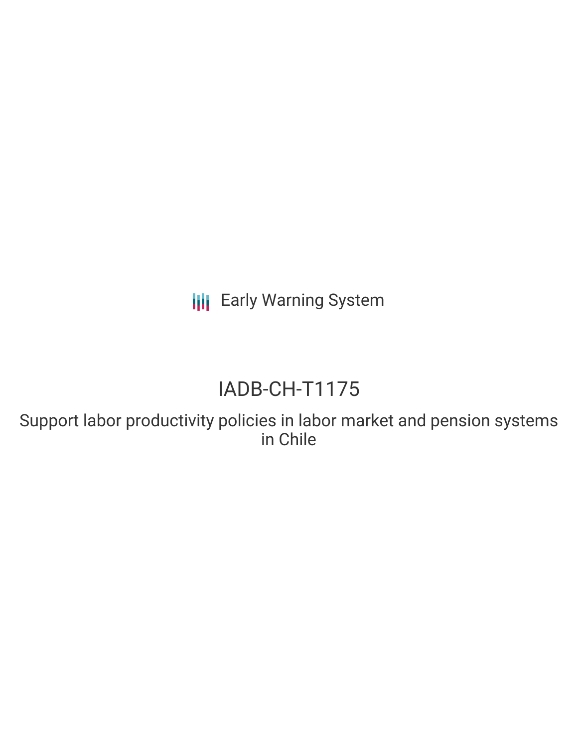Early Warning System

# IADB-CH-T1175

## Support labor productivity policies in labor market and pension systems in Chile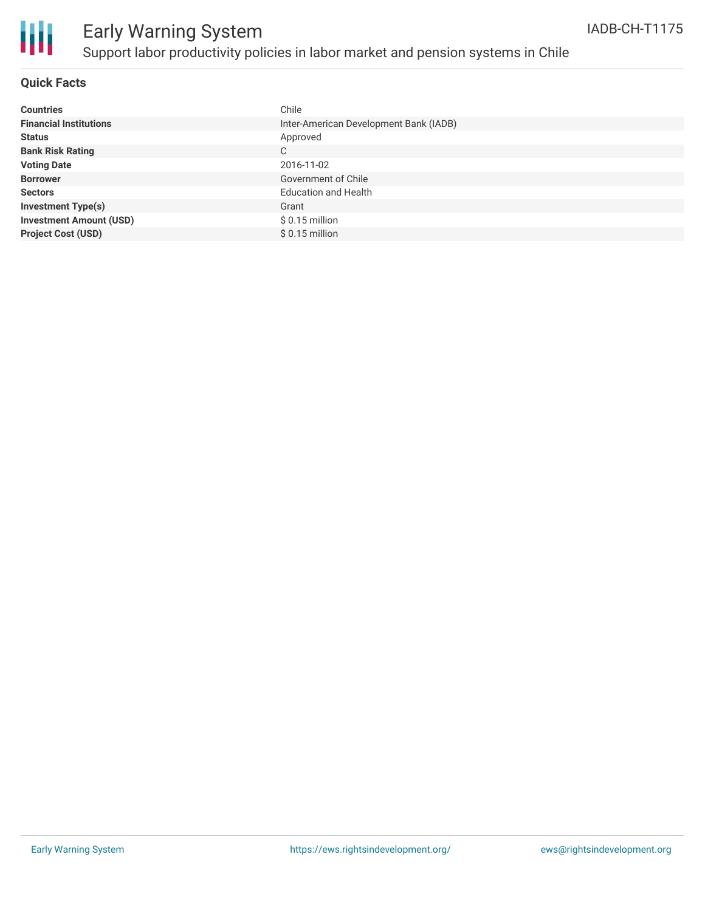# Early Warning System

## Support labor productivity policies in labor market and pension systems in Chile

IADB-CH-T1175

### Quick Facts

| | |
|---|---|
| **Countries** | Chile |
| **Financial Institutions** | Inter-American Development Bank (IADB) |
| **Status** | Approved |
| **Bank Risk Rating** | C |
| **Voting Date** | 2016-11-02 |
| **Borrower** | Government of Chile |
| **Sectors** | Education and Health |
| **Investment Type(s)** | Grant |
| **Investment Amount (USD)** | $ 0.15 million |
| **Project Cost (USD)** | $ 0.15 million |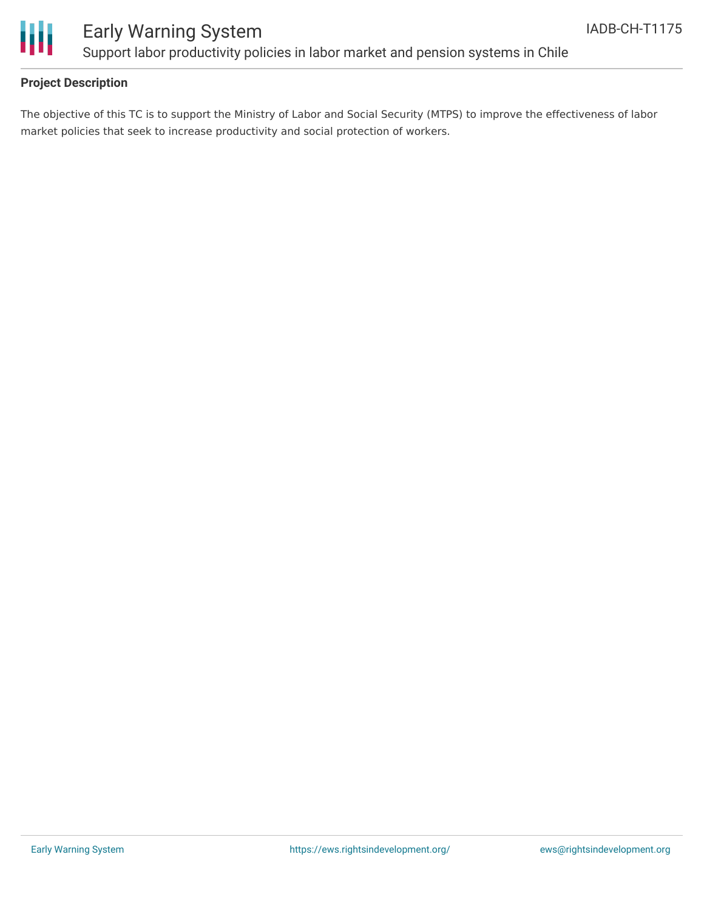### Project Description

The objective of this TC is to support the Ministry of Labor and Social Security (MTPS) to improve the effectiveness of labor market policies that seek to increase productivity and social protection of workers.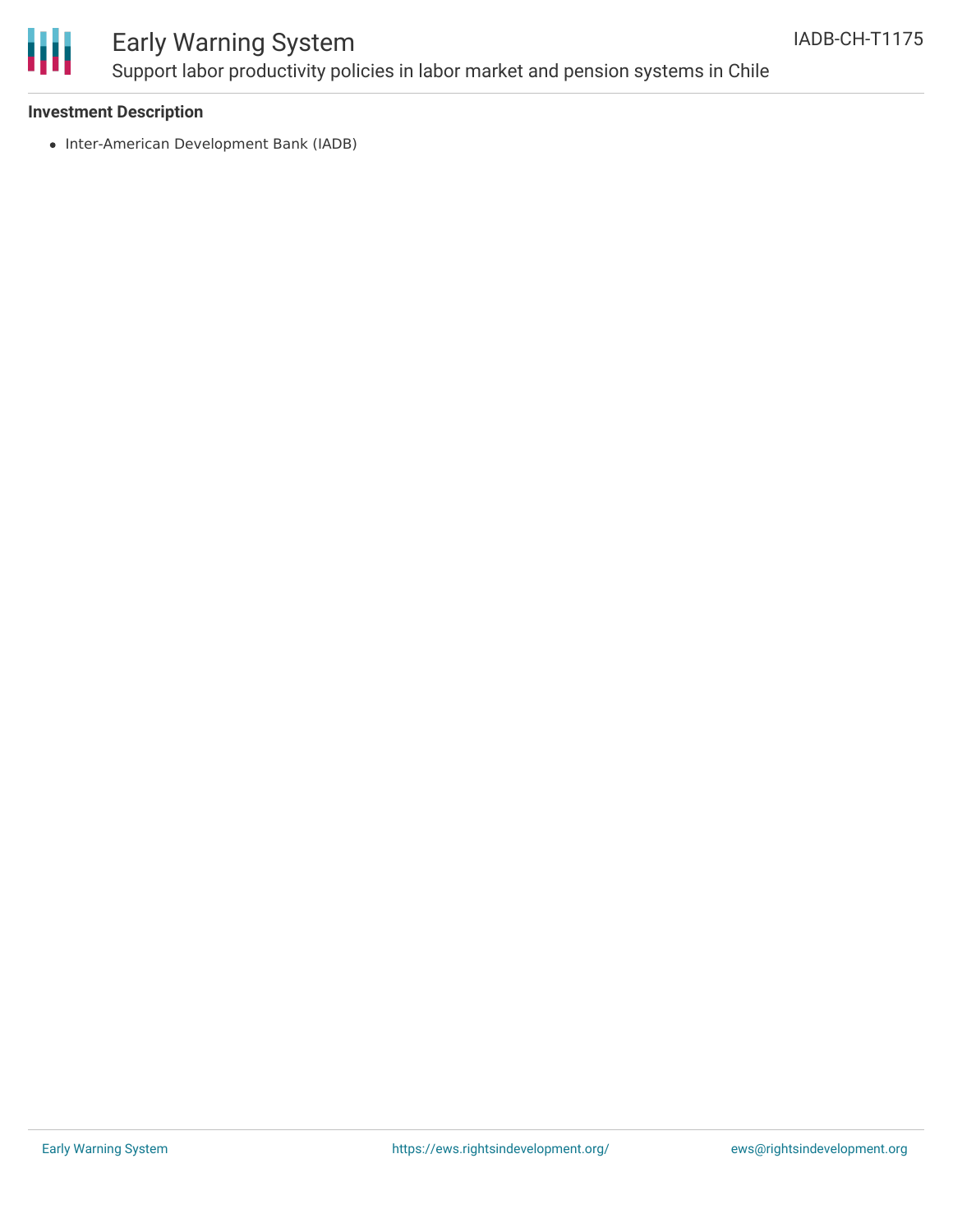### Investment Description

- Inter-American Development Bank (IADB)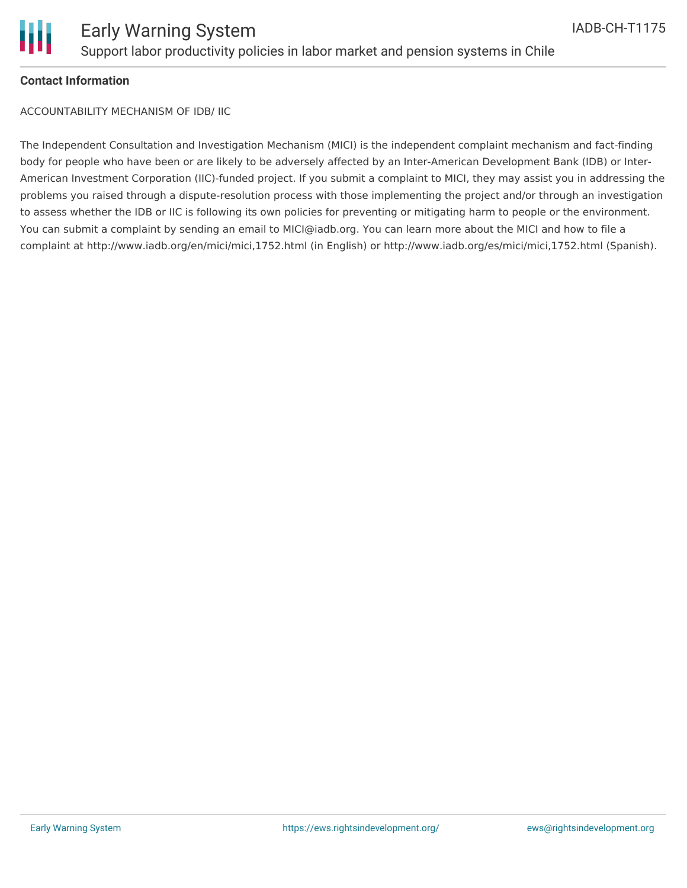**Contact Information**

ACCOUNTABILITY MECHANISM OF IDB/ IIC

The Independent Consultation and Investigation Mechanism (MICI) is the independent complaint mechanism and fact-finding body for people who have been or are likely to be adversely affected by an Inter-American Development Bank (IDB) or Inter-American Investment Corporation (IIC)-funded project. If you submit a complaint to MICI, they may assist you in addressing the problems you raised through a dispute-resolution process with those implementing the project and/or through an investigation to assess whether the IDB or IIC is following its own policies for preventing or mitigating harm to people or the environment. You can submit a complaint by sending an email to MICI@iadb.org. You can learn more about the MICI and how to file a complaint at http://www.iadb.org/en/mici/mici,1752.html (in English) or http://www.iadb.org/es/mici/mici,1752.html (Spanish).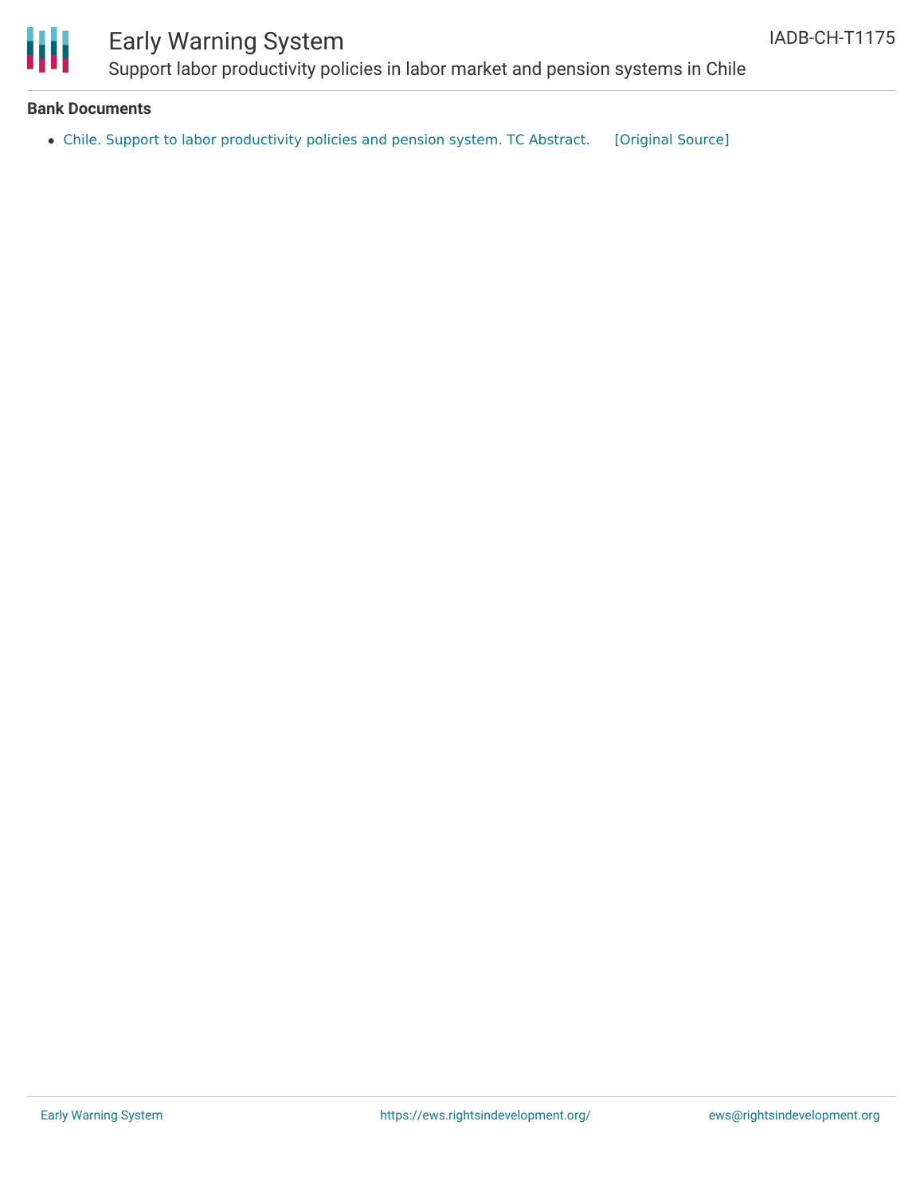## Bank Documents

- Chile. Support to labor productivity policies and pension system. TC Abstract. [Original Source]